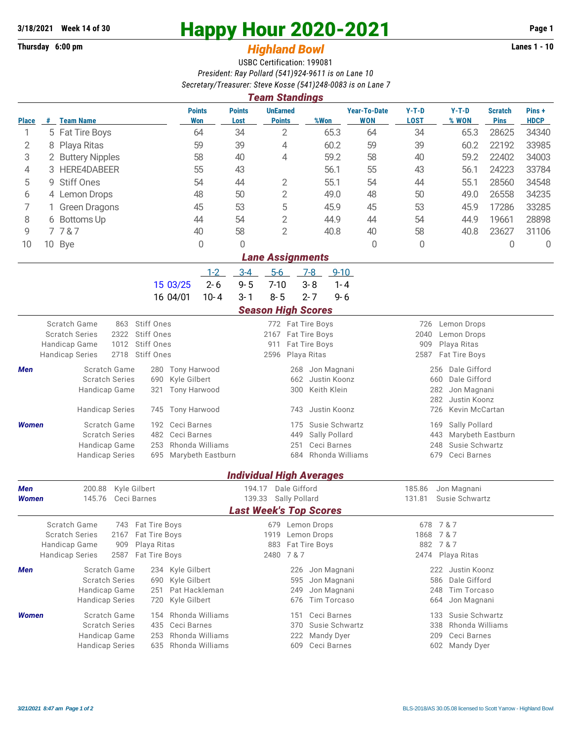**3/18/2021 Week 14 of 30**

# Happy Hour 2020-2021

**Thursday 6:00 pm**

## *Highland Bowl*

**Lanes 1 - 10**

USBC Certification: 199081

*President: Ray Pollard (541)924-9611 is on Lane 10*

*Secretary/Treasurer: Steve Kosse (541)248-0083 is on Lane 7*

### *Team Standings*

| Place | # | Team Name | Points Won | Points Lost | UnEarned Points | %Won | Year-To-Date WON | Y-T-D LOST | Y-T-D % WON | Scratch Pins | Pins + HDCP |
|---|---|---|---|---|---|---|---|---|---|---|---|
| 1 | 5 | Fat Tire Boys | 64 | 34 | 2 | 65.3 | 64 | 34 | 65.3 | 28625 | 34340 |
| 2 | 8 | Playa Ritas | 59 | 39 | 4 | 60.2 | 59 | 39 | 60.2 | 22192 | 33985 |
| 3 | 2 | Buttery Nipples | 58 | 40 | 4 | 59.2 | 58 | 40 | 59.2 | 22402 | 34003 |
| 4 | 3 | HERE4DABEER | 55 | 43 | | 56.1 | 55 | 43 | 56.1 | 24223 | 33784 |
| 5 | 9 | Stiff Ones | 54 | 44 | 2 | 55.1 | 54 | 44 | 55.1 | 28560 | 34548 |
| 6 | 4 | Lemon Drops | 48 | 50 | 2 | 49.0 | 48 | 50 | 49.0 | 26558 | 34235 |
| 7 | 1 | Green Dragons | 45 | 53 | 5 | 45.9 | 45 | 53 | 45.9 | 17286 | 33285 |
| 8 | 6 | Bottoms Up | 44 | 54 | 2 | 44.9 | 44 | 54 | 44.9 | 19661 | 28898 |
| 9 | 7 | 7 & 7 | 40 | 58 | 2 | 40.8 | 40 | 58 | 40.8 | 23627 | 31106 |
| 10 | 10 | Bye | 0 | 0 | | | 0 | 0 | | 0 | 0 |

### *Lane Assignments*

| | 1-2 | 3-4 | 5-6 | 7-8 | 9-10 |
|---|---|---|---|---|---|
| 15 03/25 | 2- 6 | 9- 5 | 7-10 | 3- 8 | 1- 4 |
| 16 04/01 | 10- 4 | 3- 1 | 8- 5 | 2- 7 | 9- 6 |

### *Season High Scores*

| | | | | | | |
|---|---|---|---|---|---|---|
| Scratch Game | 863 | Stiff Ones | 772 | Fat Tire Boys | 726 | Lemon Drops |
| Scratch Series | 2322 | Stiff Ones | 2167 | Fat Tire Boys | 2040 | Lemon Drops |
| Handicap Game | 1012 | Stiff Ones | 911 | Fat Tire Boys | 909 | Playa Ritas |
| Handicap Series | 2718 | Stiff Ones | 2596 | Playa Ritas | 2587 | Fat Tire Boys |

**Men**

| | | | | | | |
|---|---|---|---|---|---|---|
| Scratch Game | 280 | Tony Harwood | 268 | Jon Magnani | 256 | Dale Gifford |
| Scratch Series | 690 | Kyle Gilbert | 662 | Justin Koonz | 660 | Dale Gifford |
| Handicap Game | 321 | Tony Harwood | 300 | Keith Klein | 282 | Jon Magnani |
| | | | | | 282 | Justin Koonz |
| Handicap Series | 745 | Tony Harwood | 743 | Justin Koonz | 726 | Kevin McCartan |

**Women**

| | | | | | | |
|---|---|---|---|---|---|---|
| Scratch Game | 192 | Ceci Barnes | 175 | Susie Schwartz | 169 | Sally Pollard |
| Scratch Series | 482 | Ceci Barnes | 449 | Sally Pollard | 443 | Marybeth Eastburn |
| Handicap Game | 253 | Rhonda Williams | 251 | Ceci Barnes | 248 | Susie Schwartz |
| Handicap Series | 695 | Marybeth Eastburn | 684 | Rhonda Williams | 679 | Ceci Barnes |

### *Individual High Averages*

| | | | | | | |
|---|---|---|---|---|---|---|
| **Men** | 200.88 | Kyle Gilbert | 194.17 | Dale Gifford | 185.86 | Jon Magnani |
| **Women** | 145.76 | Ceci Barnes | 139.33 | Sally Pollard | 131.81 | Susie Schwartz |

### *Last Week's Top Scores*

| | | | | | | |
|---|---|---|---|---|---|---|
| Scratch Game | 743 | Fat Tire Boys | 679 | Lemon Drops | 678 | 7 & 7 |
| Scratch Series | 2167 | Fat Tire Boys | 1919 | Lemon Drops | 1868 | 7 & 7 |
| Handicap Game | 909 | Playa Ritas | 883 | Fat Tire Boys | 882 | 7 & 7 |
| Handicap Series | 2587 | Fat Tire Boys | 2480 | 7 & 7 | 2474 | Playa Ritas |

**Men**

| | | | | | | |
|---|---|---|---|---|---|---|
| Scratch Game | 234 | Kyle Gilbert | 226 | Jon Magnani | 222 | Justin Koonz |
| Scratch Series | 690 | Kyle Gilbert | 595 | Jon Magnani | 586 | Dale Gifford |
| Handicap Game | 251 | Pat Hackleman | 249 | Jon Magnani | 248 | Tim Torcaso |
| Handicap Series | 720 | Kyle Gilbert | 676 | Tim Torcaso | 664 | Jon Magnani |

**Women**

| | | | | | | |
|---|---|---|---|---|---|---|
| Scratch Game | 154 | Rhonda Williams | 151 | Ceci Barnes | 133 | Susie Schwartz |
| Scratch Series | 435 | Ceci Barnes | 370 | Susie Schwartz | 338 | Rhonda Williams |
| Handicap Game | 253 | Rhonda Williams | 222 | Mandy Dyer | 209 | Ceci Barnes |
| Handicap Series | 635 | Rhonda Williams | 609 | Ceci Barnes | 602 | Mandy Dyer |

*3/21/2021 8:47 am*

BLS-2018/AS 30.05.08 licensed to Scott Yarrow - Highland Bowl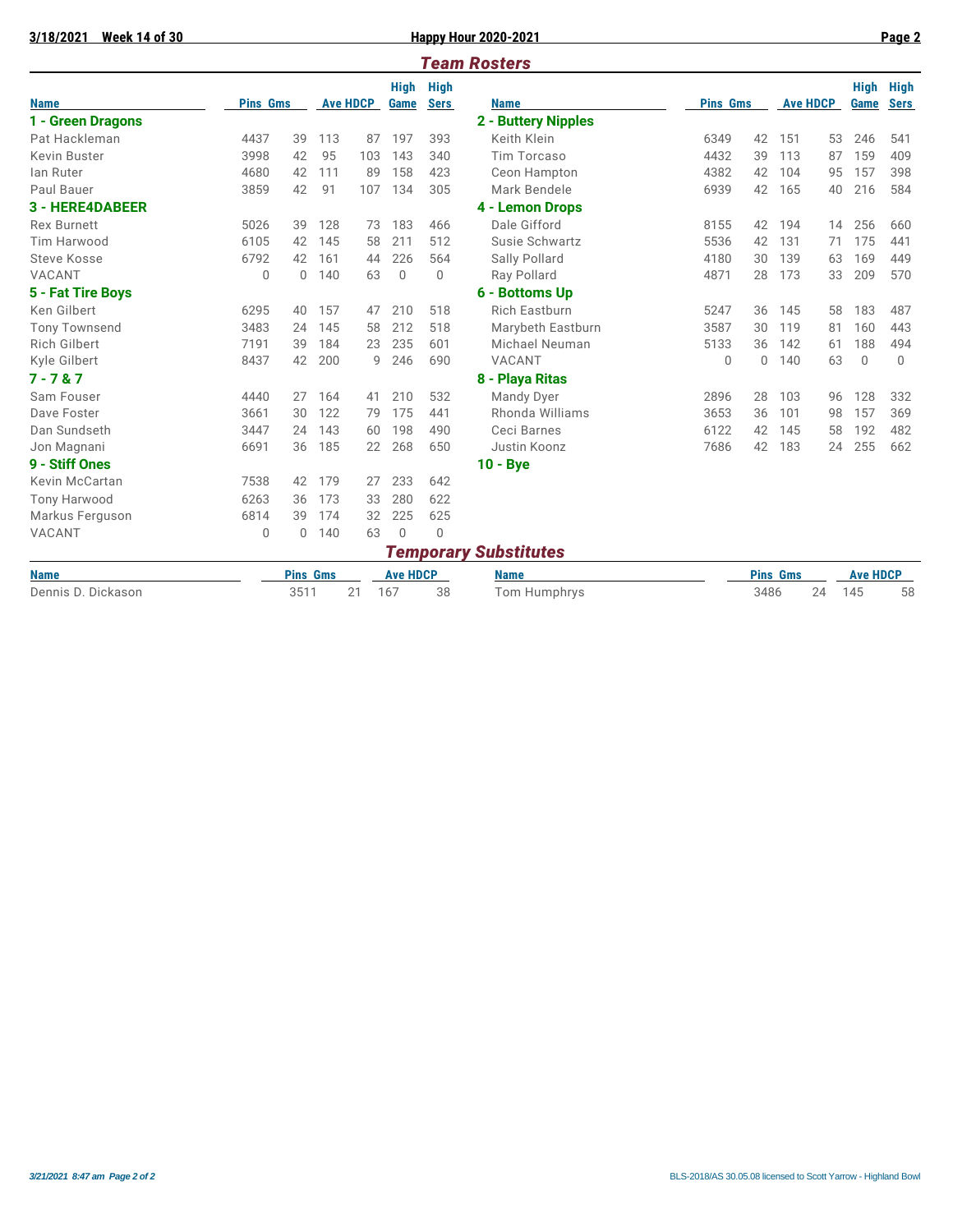## Team Rosters

| Name | Pins | Gms | Ave | HDCP | High Game | High Sers |
|---|---|---|---|---|---|---|
| **1 - Green Dragons** | | | | | | |
| Pat Hackleman | 4437 | 39 | 113 | 87 | 197 | 393 |
| Kevin Buster | 3998 | 42 | 95 | 103 | 143 | 340 |
| Ian Ruter | 4680 | 42 | 111 | 89 | 158 | 423 |
| Paul Bauer | 3859 | 42 | 91 | 107 | 134 | 305 |
| **3 - HERE4DABEER** | | | | | | |
| Rex Burnett | 5026 | 39 | 128 | 73 | 183 | 466 |
| Tim Harwood | 6105 | 42 | 145 | 58 | 211 | 512 |
| Steve Kosse | 6792 | 42 | 161 | 44 | 226 | 564 |
| VACANT | 0 | 0 | 140 | 63 | 0 | 0 |
| **5 - Fat Tire Boys** | | | | | | |
| Ken Gilbert | 6295 | 40 | 157 | 47 | 210 | 518 |
| Tony Townsend | 3483 | 24 | 145 | 58 | 212 | 518 |
| Rich Gilbert | 7191 | 39 | 184 | 23 | 235 | 601 |
| Kyle Gilbert | 8437 | 42 | 200 | 9 | 246 | 690 |
| **7 - 7 & 7** | | | | | | |
| Sam Fouser | 4440 | 27 | 164 | 41 | 210 | 532 |
| Dave Foster | 3661 | 30 | 122 | 79 | 175 | 441 |
| Dan Sundseth | 3447 | 24 | 143 | 60 | 198 | 490 |
| Jon Magnani | 6691 | 36 | 185 | 22 | 268 | 650 |
| **9 - Stiff Ones** | | | | | | |
| Kevin McCartan | 7538 | 42 | 179 | 27 | 233 | 642 |
| Tony Harwood | 6263 | 36 | 173 | 33 | 280 | 622 |
| Markus Ferguson | 6814 | 39 | 174 | 32 | 225 | 625 |
| VACANT | 0 | 0 | 140 | 63 | 0 | 0 |
| **2 - Buttery Nipples** | | | | | | |
| Keith Klein | 6349 | 42 | 151 | 53 | 246 | 541 |
| Tim Torcaso | 4432 | 39 | 113 | 87 | 159 | 409 |
| Ceon Hampton | 4382 | 42 | 104 | 95 | 157 | 398 |
| Mark Bendele | 6939 | 42 | 165 | 40 | 216 | 584 |
| **4 - Lemon Drops** | | | | | | |
| Dale Gifford | 8155 | 42 | 194 | 14 | 256 | 660 |
| Susie Schwartz | 5536 | 42 | 131 | 71 | 175 | 441 |
| Sally Pollard | 4180 | 30 | 139 | 63 | 169 | 449 |
| Ray Pollard | 4871 | 28 | 173 | 33 | 209 | 570 |
| **6 - Bottoms Up** | | | | | | |
| Rich Eastburn | 5247 | 36 | 145 | 58 | 183 | 487 |
| Marybeth Eastburn | 3587 | 30 | 119 | 81 | 160 | 443 |
| Michael Neuman | 5133 | 36 | 142 | 61 | 188 | 494 |
| VACANT | 0 | 0 | 140 | 63 | 0 | 0 |
| **8 - Playa Ritas** | | | | | | |
| Mandy Dyer | 2896 | 28 | 103 | 96 | 128 | 332 |
| Rhonda Williams | 3653 | 36 | 101 | 98 | 157 | 369 |
| Ceci Barnes | 6122 | 42 | 145 | 58 | 192 | 482 |
| Justin Koonz | 7686 | 42 | 183 | 24 | 255 | 662 |
| **10 - Bye** | | | | | | |

## Temporary Substitutes

| Name | Pins | Gms | Ave | HDCP |
|---|---|---|---|---|
| Dennis D. Dickason | 3511 | 21 | 167 | 38 |
| Tom Humphrys | 3486 | 24 | 145 | 58 |